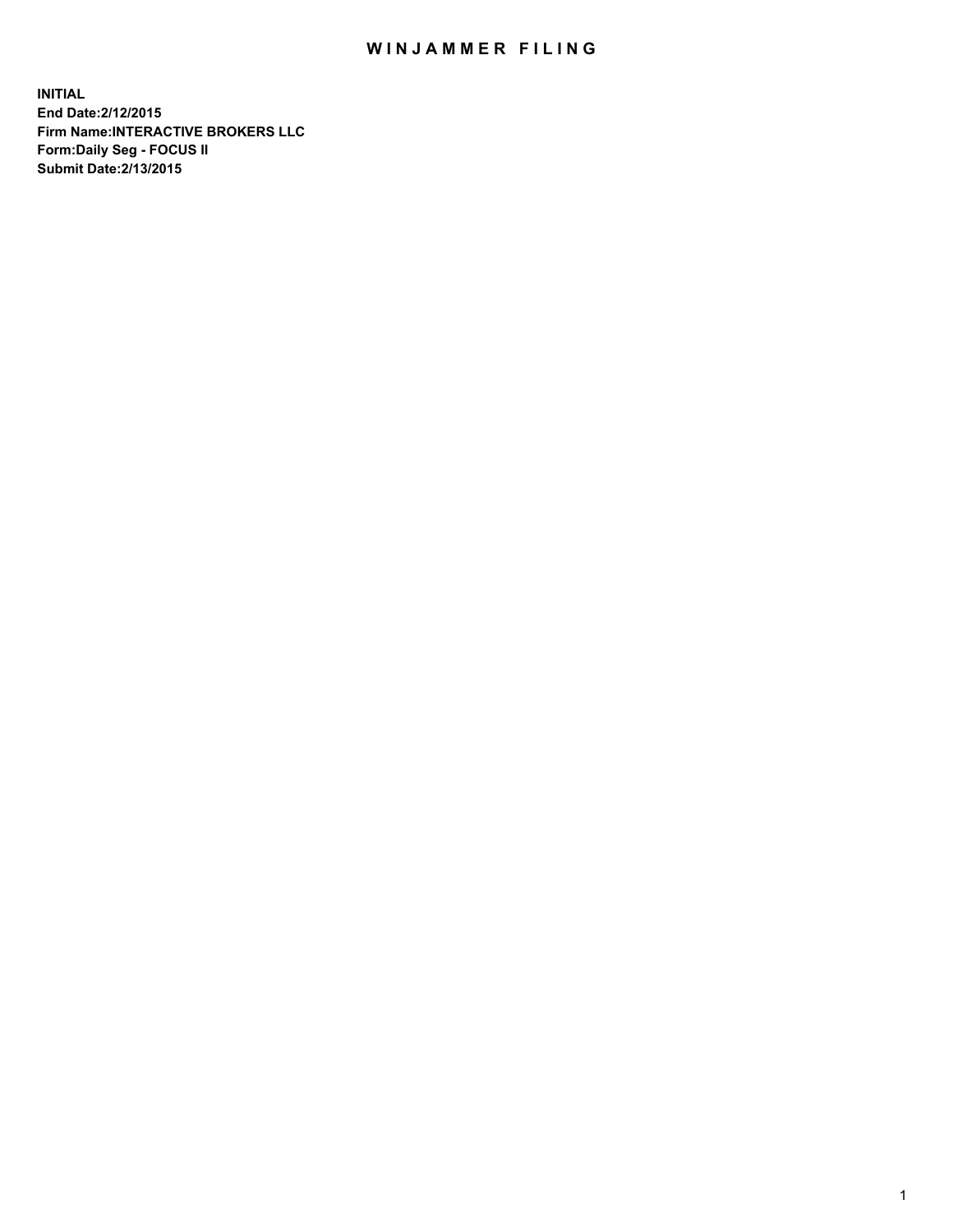# WINJAMMER FILING

**INITIAL**
**End Date:2/12/2015**
**Firm Name:INTERACTIVE BROKERS LLC**
**Form:Daily Seg - FOCUS II**
**Submit Date:2/13/2015**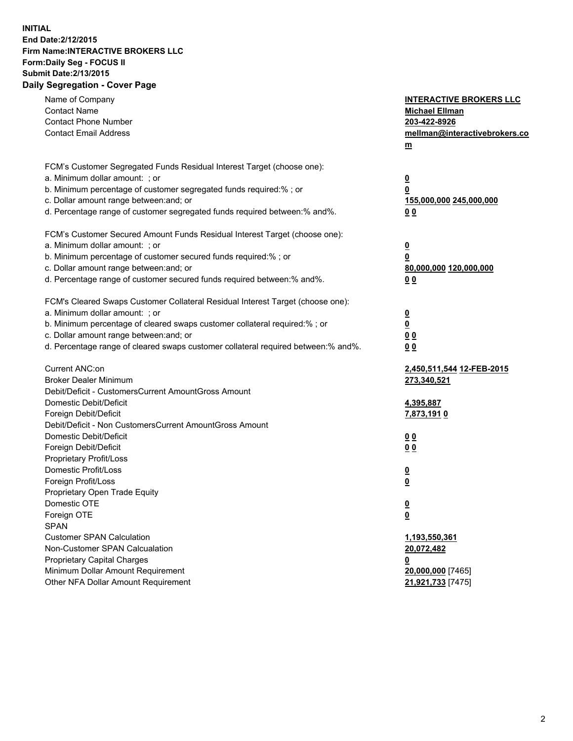**INITIAL**
**End Date:2/12/2015**
**Firm Name:INTERACTIVE BROKERS LLC**
**Form:Daily Seg - FOCUS II**
**Submit Date:2/13/2015**
**Daily Segregation - Cover Page**

| | |
|---|---|
| Name of Company | **INTERACTIVE BROKERS LLC** |
| Contact Name | **Michael Ellman** |
| Contact Phone Number | **203-422-8926** |
| Contact Email Address | **mellman@interactivebrokers.com** |
| FCM's Customer Segregated Funds Residual Interest Target (choose one): | |
| a. Minimum dollar amount: ; or | **0** |
| b. Minimum percentage of customer segregated funds required:% ; or | **0** |
| c. Dollar amount range between:and; or | **155,000,000 245,000,000** |
| d. Percentage range of customer segregated funds required between:% and%. | **0 0** |
| FCM's Customer Secured Amount Funds Residual Interest Target (choose one): | |
| a. Minimum dollar amount: ; or | **0** |
| b. Minimum percentage of customer secured funds required:% ; or | **0** |
| c. Dollar amount range between:and; or | **80,000,000 120,000,000** |
| d. Percentage range of customer secured funds required between:% and%. | **0 0** |
| FCM's Cleared Swaps Customer Collateral Residual Interest Target (choose one): | |
| a. Minimum dollar amount: ; or | **0** |
| b. Minimum percentage of cleared swaps customer collateral required:% ; or | **0** |
| c. Dollar amount range between:and; or | **0 0** |
| d. Percentage range of cleared swaps customer collateral required between:% and%. | **0 0** |
| Current ANC:on | **2,450,511,544 12-FEB-2015** |
| Broker Dealer Minimum | **273,340,521** |
| Debit/Deficit - CustomersCurrent AmountGross Amount | |
| Domestic Debit/Deficit | **4,395,887** |
| Foreign Debit/Deficit | **7,873,191 0** |
| Debit/Deficit - Non CustomersCurrent AmountGross Amount | |
| Domestic Debit/Deficit | **0 0** |
| Foreign Debit/Deficit | **0 0** |
| Proprietary Profit/Loss | |
| Domestic Profit/Loss | **0** |
| Foreign Profit/Loss | **0** |
| Proprietary Open Trade Equity | |
| Domestic OTE | **0** |
| Foreign OTE | **0** |
| SPAN | |
| Customer SPAN Calculation | **1,193,550,361** |
| Non-Customer SPAN Calcualation | **20,072,482** |
| Proprietary Capital Charges | **0** |
| Minimum Dollar Amount Requirement | **20,000,000** [7465] |
| Other NFA Dollar Amount Requirement | **21,921,733** [7475] |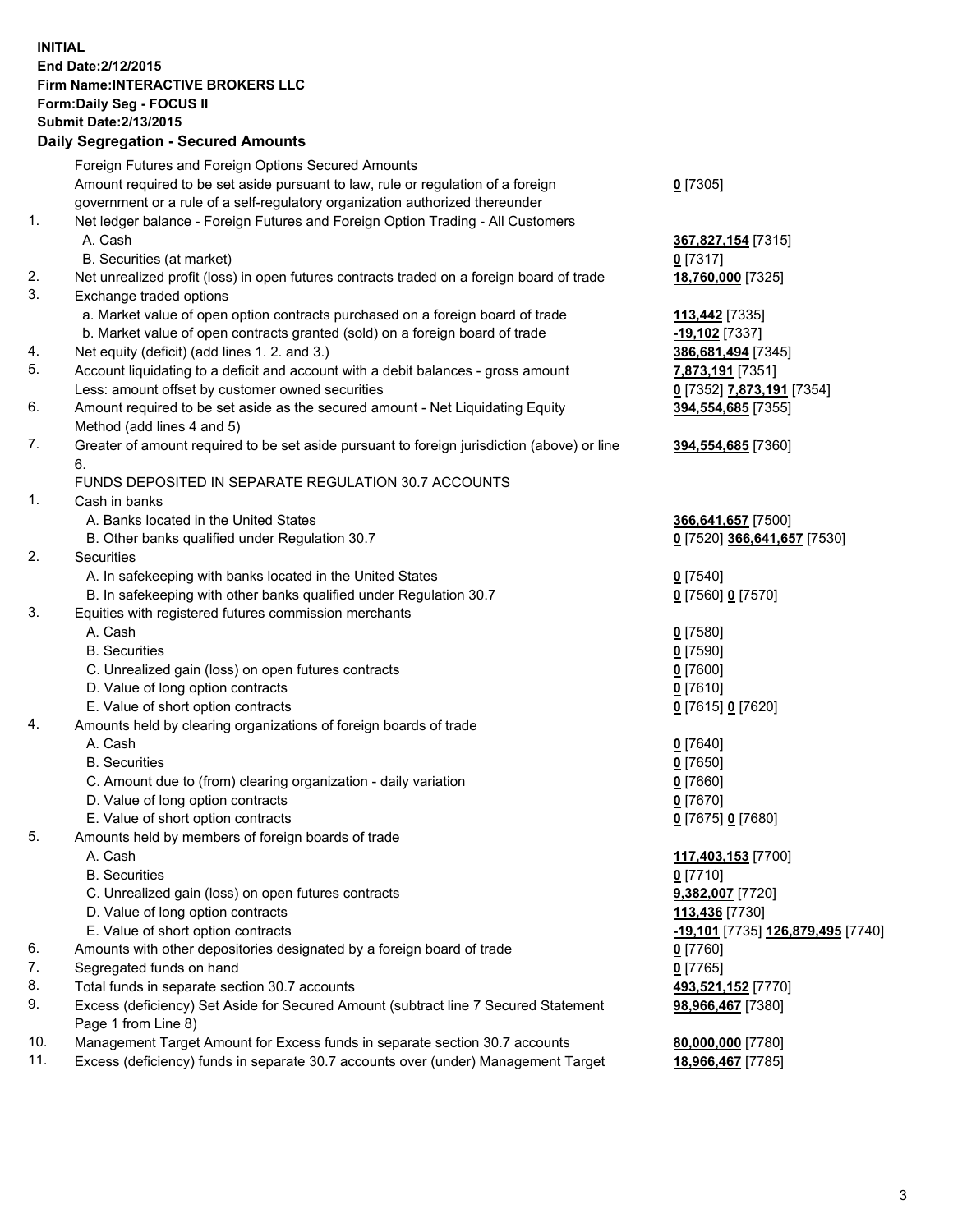**INITIAL**
**End Date:2/12/2015**
**Firm Name:INTERACTIVE BROKERS LLC**
**Form:Daily Seg - FOCUS II**
**Submit Date:2/13/2015**

**Daily Segregation - Secured Amounts**

| | | |
|---|---|---|
| | Foreign Futures and Foreign Options Secured Amounts | |
| | Amount required to be set aside pursuant to law, rule or regulation of a foreign government or a rule of a self-regulatory organization authorized thereunder | **0** [7305] |
| 1. | Net ledger balance - Foreign Futures and Foreign Option Trading - All Customers | |
| | A. Cash | **367,827,154** [7315] |
| | B. Securities (at market) | **0** [7317] |
| 2. | Net unrealized profit (loss) in open futures contracts traded on a foreign board of trade | **18,760,000** [7325] |
| 3. | Exchange traded options | |
| | a. Market value of open option contracts purchased on a foreign board of trade | **113,442** [7335] |
| | b. Market value of open contracts granted (sold) on a foreign board of trade | **-19,102** [7337] |
| 4. | Net equity (deficit) (add lines 1. 2. and 3.) | **386,681,494** [7345] |
| 5. | Account liquidating to a deficit and account with a debit balances - gross amount | **7,873,191** [7351] |
| | Less: amount offset by customer owned securities | **0** [7352] **7,873,191** [7354] |
| 6. | Amount required to be set aside as the secured amount - Net Liquidating Equity Method (add lines 4 and 5) | **394,554,685** [7355] |
| 7. | Greater of amount required to be set aside pursuant to foreign jurisdiction (above) or line 6. | **394,554,685** [7360] |
| | FUNDS DEPOSITED IN SEPARATE REGULATION 30.7 ACCOUNTS | |
| 1. | Cash in banks | |
| | A. Banks located in the United States | **366,641,657** [7500] |
| | B. Other banks qualified under Regulation 30.7 | **0** [7520] **366,641,657** [7530] |
| 2. | Securities | |
| | A. In safekeeping with banks located in the United States | **0** [7540] |
| | B. In safekeeping with other banks qualified under Regulation 30.7 | **0** [7560] **0** [7570] |
| 3. | Equities with registered futures commission merchants | |
| | A. Cash | **0** [7580] |
| | B. Securities | **0** [7590] |
| | C. Unrealized gain (loss) on open futures contracts | **0** [7600] |
| | D. Value of long option contracts | **0** [7610] |
| | E. Value of short option contracts | **0** [7615] **0** [7620] |
| 4. | Amounts held by clearing organizations of foreign boards of trade | |
| | A. Cash | **0** [7640] |
| | B. Securities | **0** [7650] |
| | C. Amount due to (from) clearing organization - daily variation | **0** [7660] |
| | D. Value of long option contracts | **0** [7670] |
| | E. Value of short option contracts | **0** [7675] **0** [7680] |
| 5. | Amounts held by members of foreign boards of trade | |
| | A. Cash | **117,403,153** [7700] |
| | B. Securities | **0** [7710] |
| | C. Unrealized gain (loss) on open futures contracts | **9,382,007** [7720] |
| | D. Value of long option contracts | **113,436** [7730] |
| | E. Value of short option contracts | **-19,101** [7735] **126,879,495** [7740] |
| 6. | Amounts with other depositories designated by a foreign board of trade | **0** [7760] |
| 7. | Segregated funds on hand | **0** [7765] |
| 8. | Total funds in separate section 30.7 accounts | **493,521,152** [7770] |
| 9. | Excess (deficiency) Set Aside for Secured Amount (subtract line 7 Secured Statement Page 1 from Line 8) | **98,966,467** [7380] |
| 10. | Management Target Amount for Excess funds in separate section 30.7 accounts | **80,000,000** [7780] |
| 11. | Excess (deficiency) funds in separate 30.7 accounts over (under) Management Target | **18,966,467** [7785] |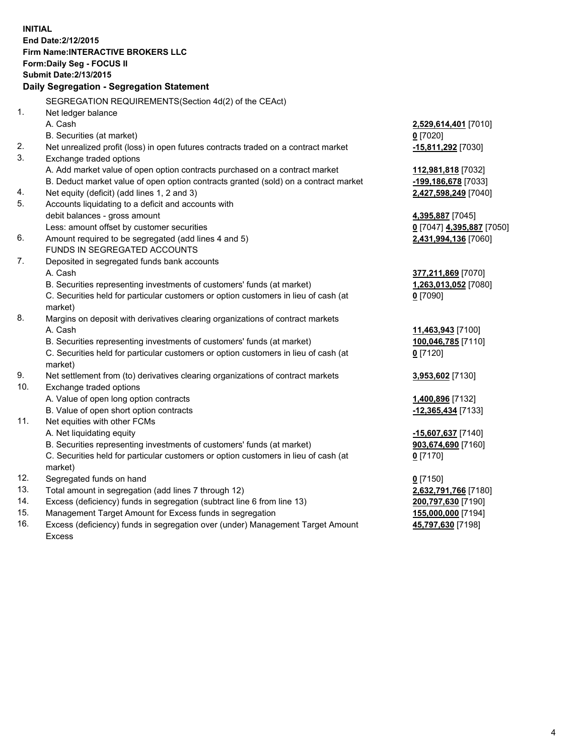**INITIAL**
**End Date:2/12/2015**
**Firm Name:INTERACTIVE BROKERS LLC**
**Form:Daily Seg - FOCUS II**
**Submit Date:2/13/2015**

## Daily Segregation - Segregation Statement

| | | |
|---|---|---|
| | SEGREGATION REQUIREMENTS(Section 4d(2) of the CEAct) | |
| 1. | Net ledger balance | |
| | A. Cash | **2,529,614,401** [7010] |
| | B. Securities (at market) | **0** [7020] |
| 2. | Net unrealized profit (loss) in open futures contracts traded on a contract market | **-15,811,292** [7030] |
| 3. | Exchange traded options | |
| | A. Add market value of open option contracts purchased on a contract market | **112,981,818** [7032] |
| | B. Deduct market value of open option contracts granted (sold) on a contract market | **-199,186,678** [7033] |
| 4. | Net equity (deficit) (add lines 1, 2 and 3) | **2,427,598,249** [7040] |
| 5. | Accounts liquidating to a deficit and accounts with | |
| | debit balances - gross amount | **4,395,887** [7045] |
| | Less: amount offset by customer securities | **0** [7047] **4,395,887** [7050] |
| 6. | Amount required to be segregated (add lines 4 and 5) | **2,431,994,136** [7060] |
| | FUNDS IN SEGREGATED ACCOUNTS | |
| 7. | Deposited in segregated funds bank accounts | |
| | A. Cash | **377,211,869** [7070] |
| | B. Securities representing investments of customers' funds (at market) | **1,263,013,052** [7080] |
| | C. Securities held for particular customers or option customers in lieu of cash (at market) | **0** [7090] |
| 8. | Margins on deposit with derivatives clearing organizations of contract markets | |
| | A. Cash | **11,463,943** [7100] |
| | B. Securities representing investments of customers' funds (at market) | **100,046,785** [7110] |
| | C. Securities held for particular customers or option customers in lieu of cash (at market) | **0** [7120] |
| 9. | Net settlement from (to) derivatives clearing organizations of contract markets | **3,953,602** [7130] |
| 10. | Exchange traded options | |
| | A. Value of open long option contracts | **1,400,896** [7132] |
| | B. Value of open short option contracts | **-12,365,434** [7133] |
| 11. | Net equities with other FCMs | |
| | A. Net liquidating equity | **-15,607,637** [7140] |
| | B. Securities representing investments of customers' funds (at market) | **903,674,690** [7160] |
| | C. Securities held for particular customers or option customers in lieu of cash (at market) | **0** [7170] |
| 12. | Segregated funds on hand | **0** [7150] |
| 13. | Total amount in segregation (add lines 7 through 12) | **2,632,791,766** [7180] |
| 14. | Excess (deficiency) funds in segregation (subtract line 6 from line 13) | **200,797,630** [7190] |
| 15. | Management Target Amount for Excess funds in segregation | **155,000,000** [7194] |
| 16. | Excess (deficiency) funds in segregation over (under) Management Target Amount Excess | **45,797,630** [7198] |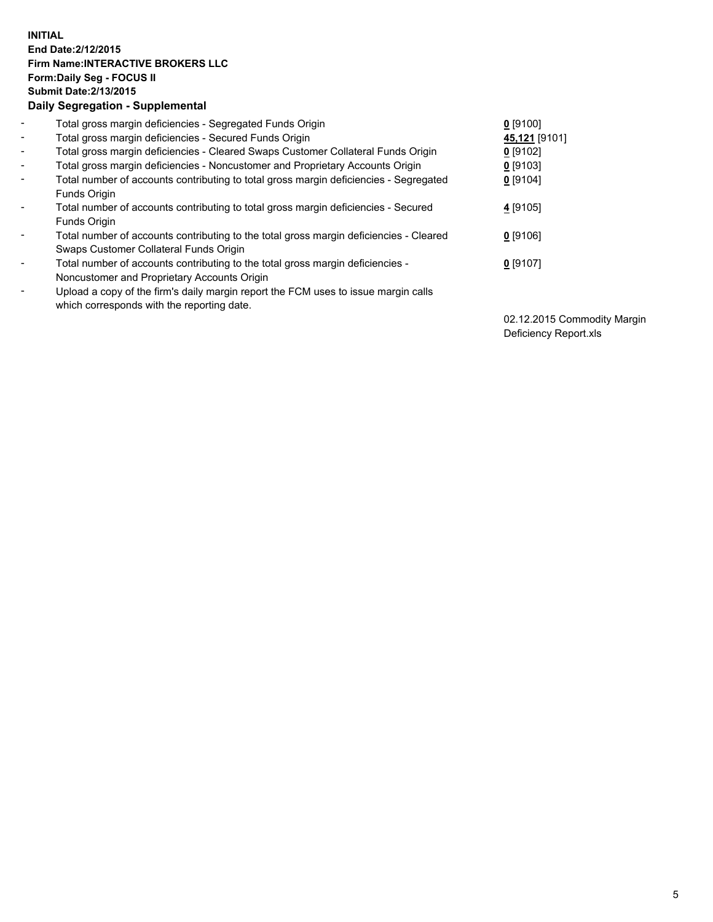**INITIAL**
**End Date:2/12/2015**
**Firm Name:INTERACTIVE BROKERS LLC**
**Form:Daily Seg - FOCUS II**
**Submit Date:2/13/2015**
**Daily Segregation - Supplemental**

| | | |
|---|---|---|
| - | Total gross margin deficiencies - Segregated Funds Origin | **0** [9100] |
| - | Total gross margin deficiencies - Secured Funds Origin | **45,121** [9101] |
| - | Total gross margin deficiencies - Cleared Swaps Customer Collateral Funds Origin | **0** [9102] |
| - | Total gross margin deficiencies - Noncustomer and Proprietary Accounts Origin | **0** [9103] |
| - | Total number of accounts contributing to total gross margin deficiencies - Segregated Funds Origin | **0** [9104] |
| - | Total number of accounts contributing to total gross margin deficiencies - Secured Funds Origin | **4** [9105] |
| - | Total number of accounts contributing to the total gross margin deficiencies - Cleared Swaps Customer Collateral Funds Origin | **0** [9106] |
| - | Total number of accounts contributing to the total gross margin deficiencies - Noncustomer and Proprietary Accounts Origin | **0** [9107] |
| - | Upload a copy of the firm's daily margin report the FCM uses to issue margin calls which corresponds with the reporting date. | 02.12.2015 Commodity Margin Deficiency Report.xls |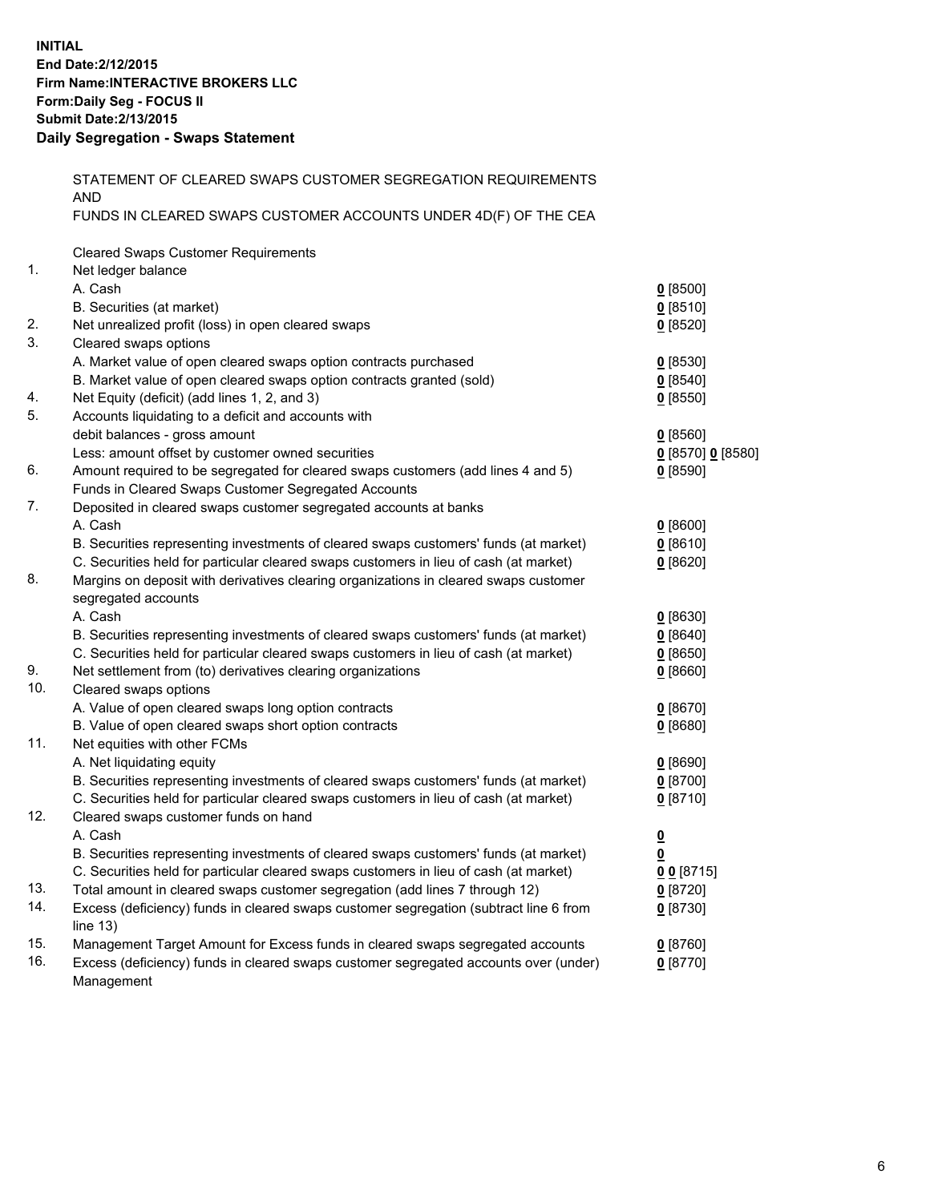**INITIAL**
**End Date:2/12/2015**
**Firm Name:INTERACTIVE BROKERS LLC**
**Form:Daily Seg - FOCUS II**
**Submit Date:2/13/2015**
**Daily Segregation - Swaps Statement**

STATEMENT OF CLEARED SWAPS CUSTOMER SEGREGATION REQUIREMENTS AND FUNDS IN CLEARED SWAPS CUSTOMER ACCOUNTS UNDER 4D(F) OF THE CEA

| | | |
|---|---|---|
| | Cleared Swaps Customer Requirements | |
| 1. | Net ledger balance | |
| | A. Cash | 0 [8500] |
| | B. Securities (at market) | 0 [8510] |
| 2. | Net unrealized profit (loss) in open cleared swaps | 0 [8520] |
| 3. | Cleared swaps options | |
| | A. Market value of open cleared swaps option contracts purchased | 0 [8530] |
| | B. Market value of open cleared swaps option contracts granted (sold) | 0 [8540] |
| 4. | Net Equity (deficit) (add lines 1, 2, and 3) | 0 [8550] |
| 5. | Accounts liquidating to a deficit and accounts with debit balances - gross amount | 0 [8560] |
| | Less: amount offset by customer owned securities | 0 [8570] 0 [8580] |
| 6. | Amount required to be segregated for cleared swaps customers (add lines 4 and 5) | 0 [8590] |
| | Funds in Cleared Swaps Customer Segregated Accounts | |
| 7. | Deposited in cleared swaps customer segregated accounts at banks | |
| | A. Cash | 0 [8600] |
| | B. Securities representing investments of cleared swaps customers' funds (at market) | 0 [8610] |
| | C. Securities held for particular cleared swaps customers in lieu of cash (at market) | 0 [8620] |
| 8. | Margins on deposit with derivatives clearing organizations in cleared swaps customer segregated accounts | |
| | A. Cash | 0 [8630] |
| | B. Securities representing investments of cleared swaps customers' funds (at market) | 0 [8640] |
| | C. Securities held for particular cleared swaps customers in lieu of cash (at market) | 0 [8650] |
| 9. | Net settlement from (to) derivatives clearing organizations | 0 [8660] |
| 10. | Cleared swaps options | |
| | A. Value of open cleared swaps long option contracts | 0 [8670] |
| | B. Value of open cleared swaps short option contracts | 0 [8680] |
| 11. | Net equities with other FCMs | |
| | A. Net liquidating equity | 0 [8690] |
| | B. Securities representing investments of cleared swaps customers' funds (at market) | 0 [8700] |
| | C. Securities held for particular cleared swaps customers in lieu of cash (at market) | 0 [8710] |
| 12. | Cleared swaps customer funds on hand | |
| | A. Cash | 0 |
| | B. Securities representing investments of cleared swaps customers' funds (at market) | 0 |
| | C. Securities held for particular cleared swaps customers in lieu of cash (at market) | 0 0 [8715] |
| 13. | Total amount in cleared swaps customer segregation (add lines 7 through 12) | 0 [8720] |
| 14. | Excess (deficiency) funds in cleared swaps customer segregation (subtract line 6 from line 13) | 0 [8730] |
| 15. | Management Target Amount for Excess funds in cleared swaps segregated accounts | 0 [8760] |
| 16. | Excess (deficiency) funds in cleared swaps customer segregated accounts over (under) Management | 0 [8770] |